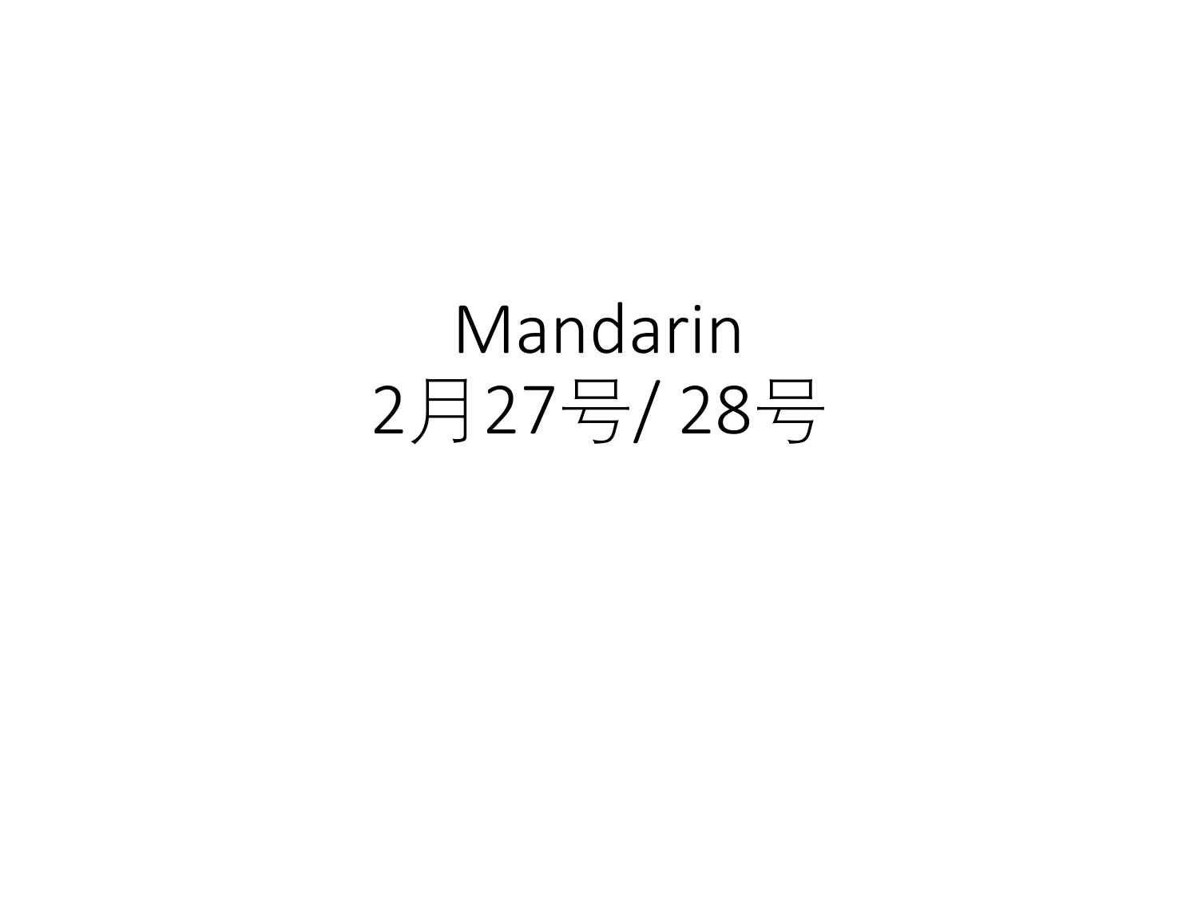# Mandarin
# 2月27号/ 28号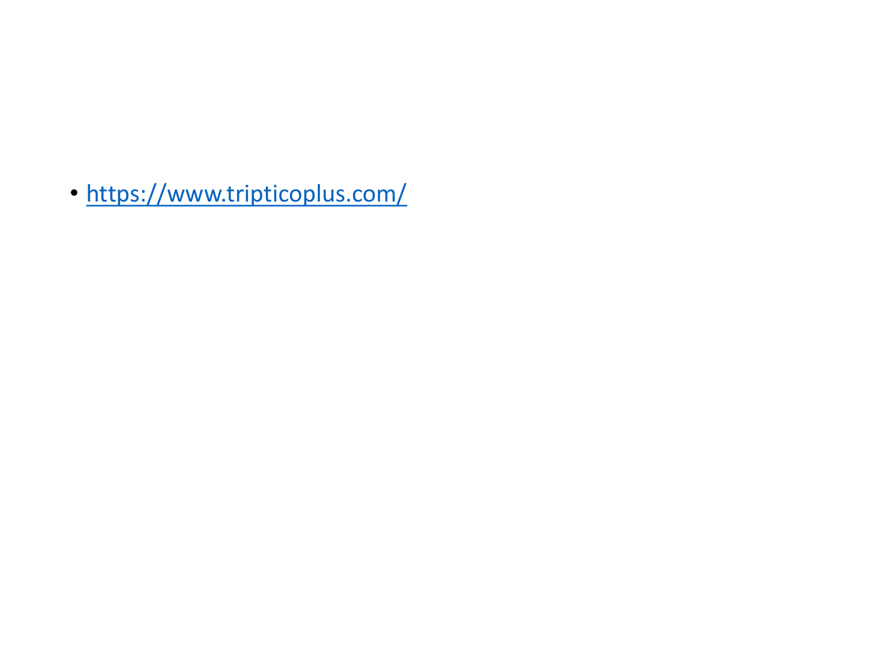- [https://www.tripticoplus.com/](https://www.tripticoplus.com/)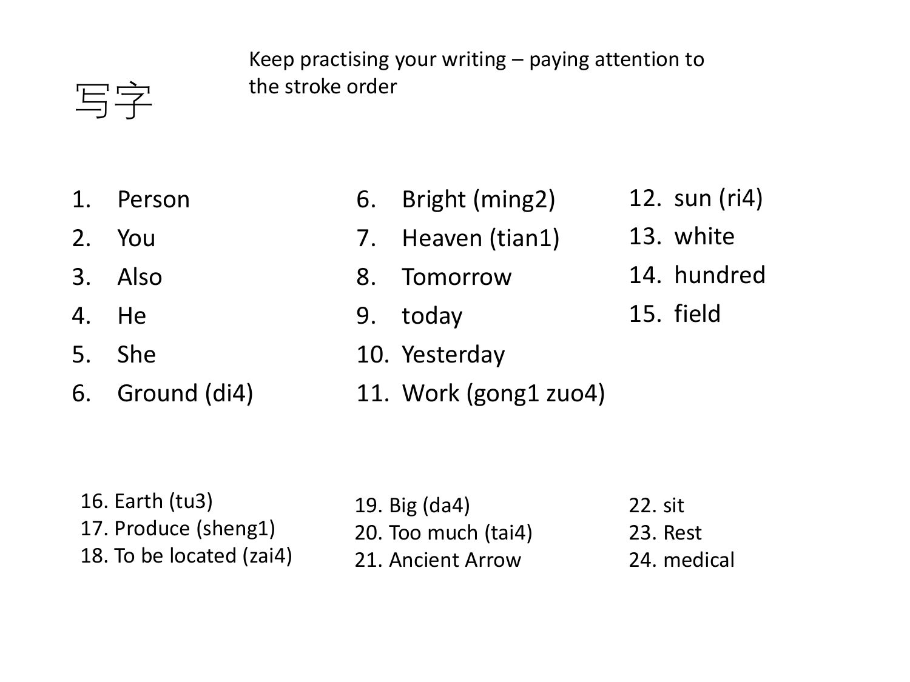# 写字

Keep practising your writing – paying attention to the stroke order

1. Person
2. You
3. Also
4. He
5. She
6. Ground (di4)

6. Bright (ming2)
7. Heaven (tian1)
8. Tomorrow
9. today
10. Yesterday
11. Work (gong1 zuo4)

12. sun (ri4)
13. white
14. hundred
15. field

16. Earth (tu3)
17. Produce (sheng1)
18. To be located (zai4)

19. Big (da4)
20. Too much (tai4)
21. Ancient Arrow

22. sit
23. Rest
24. medical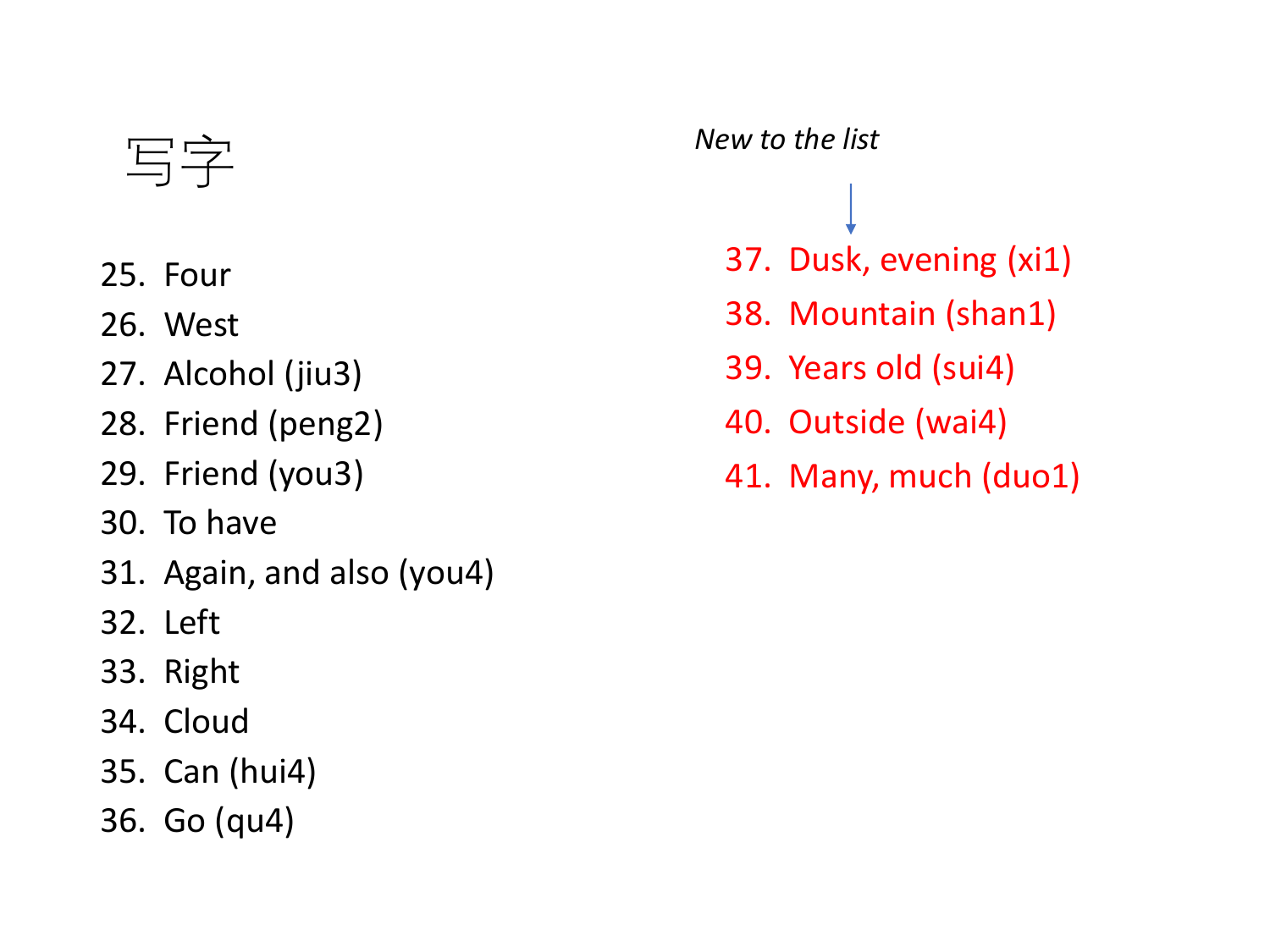# 写字

25. Four
26. West
27. Alcohol (jiu3)
28. Friend (peng2)
29. Friend (you3)
30. To have
31. Again, and also (you4)
32. Left
33. Right
34. Cloud
35. Can (hui4)
36. Go (qu4)

*New to the list*

37. Dusk, evening (xi1)
38. Mountain (shan1)
39. Years old (sui4)
40. Outside (wai4)
41. Many, much (duo1)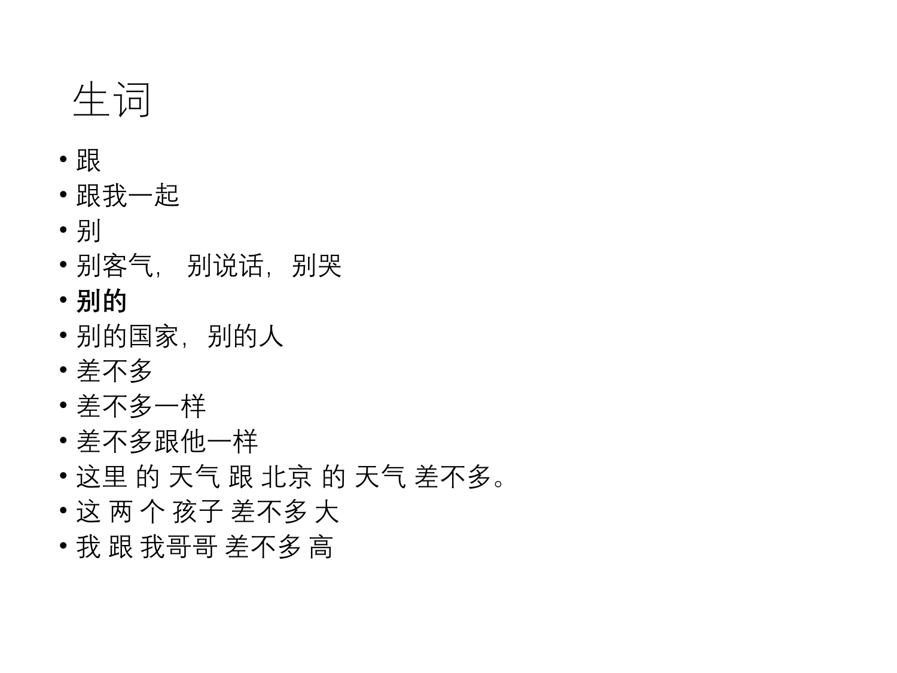# 生词

- 跟
- 跟我一起
- 别
- 别客气， 别说话，别哭
- **别的**
- 别的国家，别的人
- 差不多
- 差不多一样
- 差不多跟他一样
- 这里 的 天气 跟 北京 的 天气 差不多。
- 这 两 个 孩子 差不多 大
- 我 跟 我哥哥 差不多 高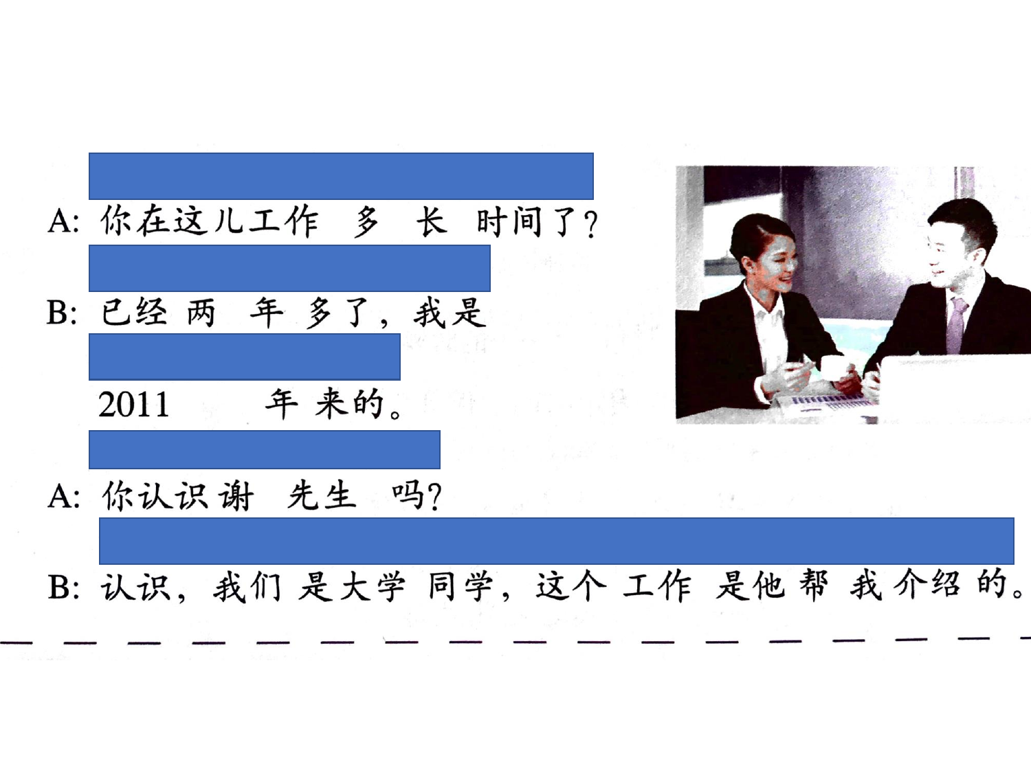A: 你在这儿工作多长时间了?

B: 已经两年多了，我是2011年来的。

A: 你认识谢先生吗?

B: 认识，我们是大学同学，这个工作是他帮我介绍的。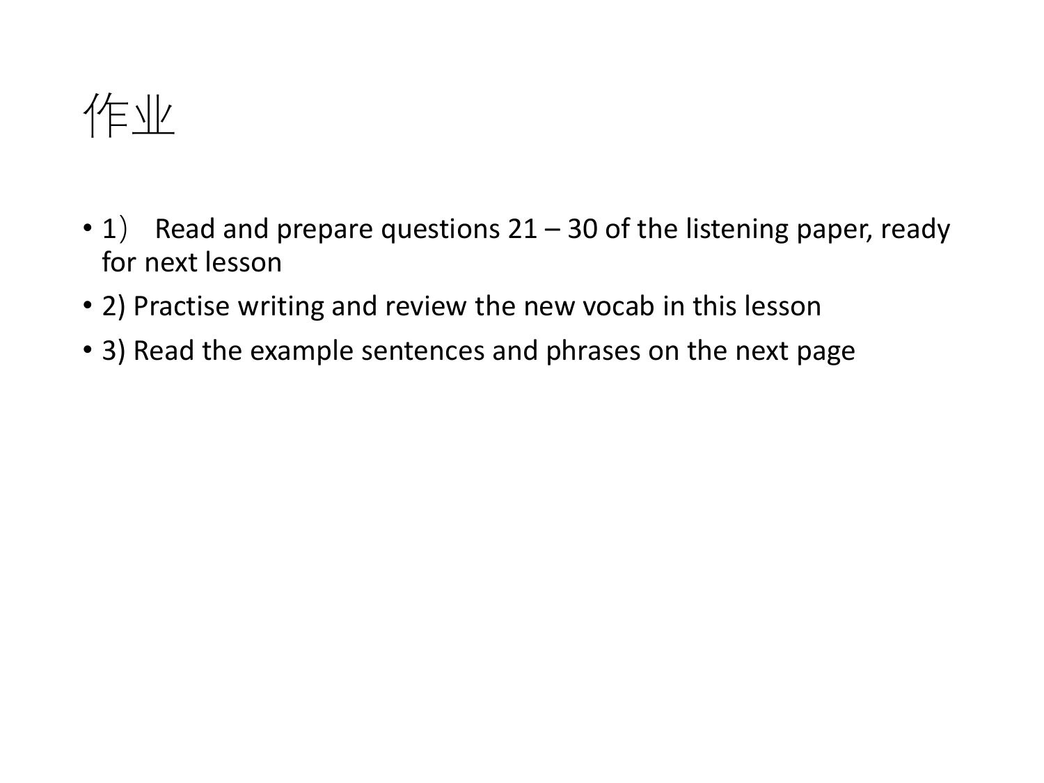# 作业

- 1） Read and prepare questions 21 – 30 of the listening paper, ready for next lesson
- 2) Practise writing and review the new vocab in this lesson
- 3) Read the example sentences and phrases on the next page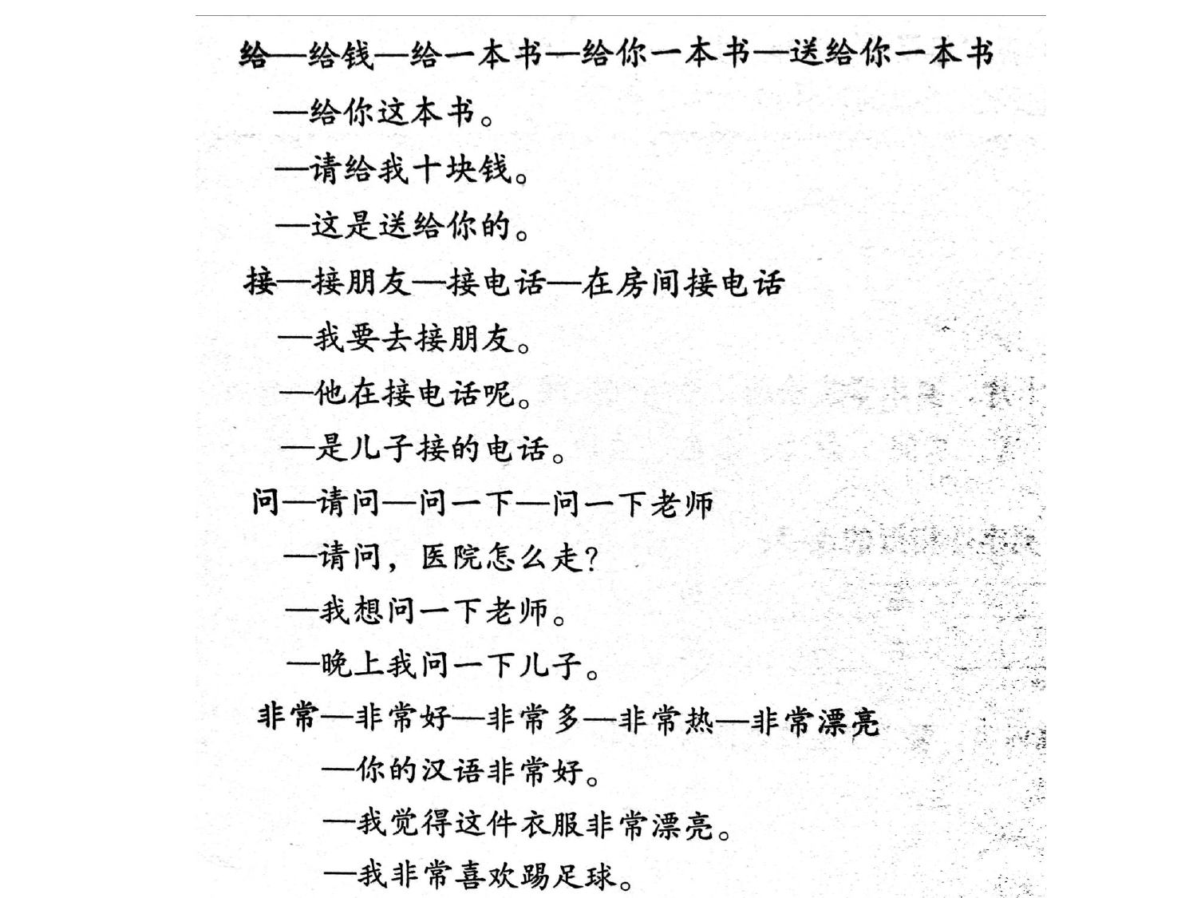**给**—给钱—给一本书—给你一本书—送给你一本书

—给你这本书。

—请给我十块钱。

—这是送给你的。

**接**—接朋友—接电话—在房间接电话

—我要去接朋友。

—他在接电话呢。

—是儿子接的电话。

**问**—请问—问一下—问一下老师

—请问，医院怎么走？

—我想问一下老师。

—晚上我问一下儿子。

**非常**—非常好—非常多—非常热—非常漂亮

—你的汉语非常好。

—我觉得这件衣服非常漂亮。

—我非常喜欢踢足球。